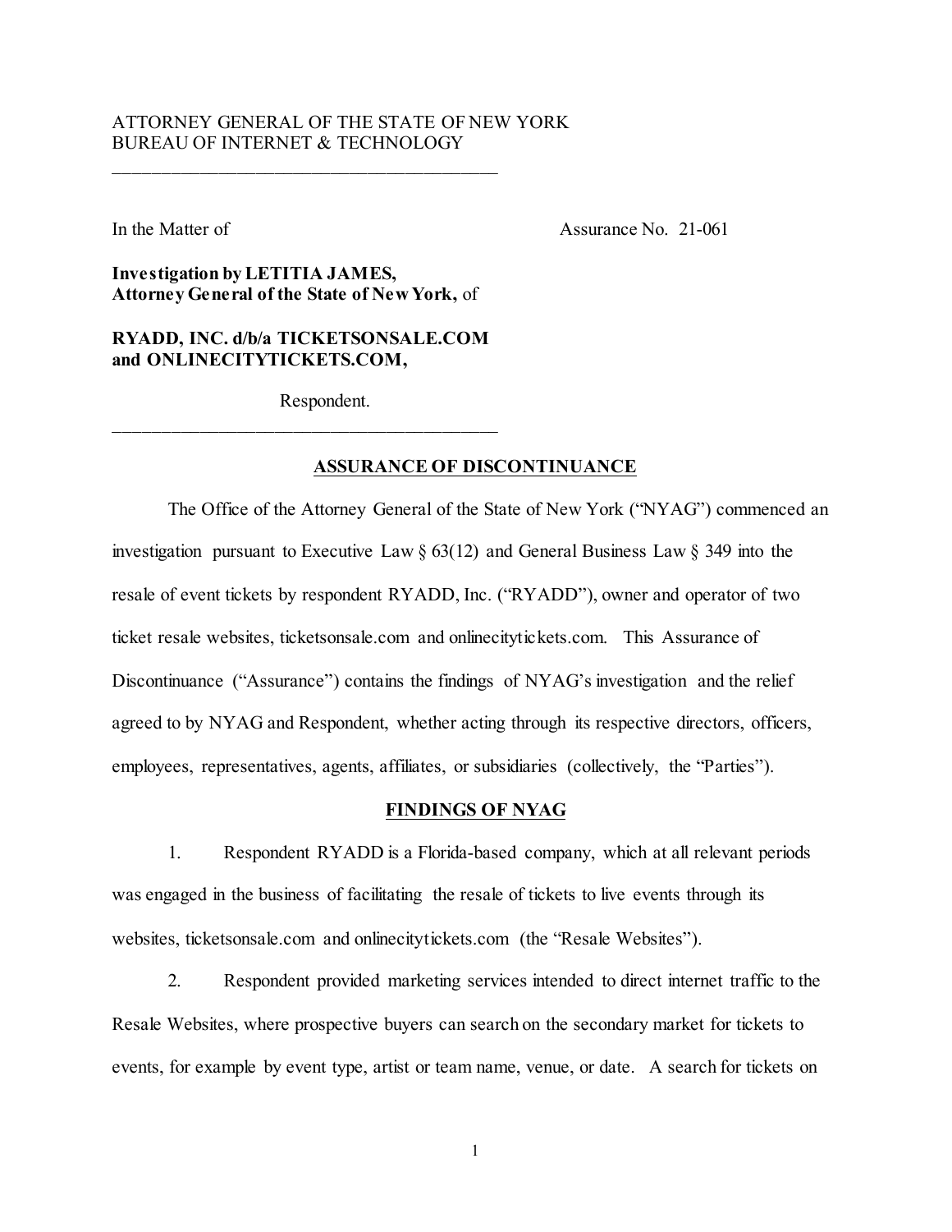ATTORNEY GENERAL OF THE STATE OF NEW YORK
BUREAU OF INTERNET & TECHNOLOGY

---

In the Matter of

Assurance No. 21-061

**Investigation by LETITIA JAMES, Attorney General of the State of New York,** of

**RYADD, INC. d/b/a TICKETSONSALE.COM and ONLINECITYTICKETS.COM,**

Respondent.

---

## ASSURANCE OF DISCONTINUANCE

The Office of the Attorney General of the State of New York ("NYAG") commenced an investigation pursuant to Executive Law § 63(12) and General Business Law § 349 into the resale of event tickets by respondent RYADD, Inc. ("RYADD"), owner and operator of two ticket resale websites, ticketsonsale.com and onlinecitytickets.com. This Assurance of Discontinuance ("Assurance") contains the findings of NYAG's investigation and the relief agreed to by NYAG and Respondent, whether acting through its respective directors, officers, employees, representatives, agents, affiliates, or subsidiaries (collectively, the "Parties").

## FINDINGS OF NYAG

1. Respondent RYADD is a Florida-based company, which at all relevant periods was engaged in the business of facilitating the resale of tickets to live events through its websites, ticketsonsale.com and onlinecitytickets.com (the "Resale Websites").

2. Respondent provided marketing services intended to direct internet traffic to the Resale Websites, where prospective buyers can search on the secondary market for tickets to events, for example by event type, artist or team name, venue, or date. A search for tickets on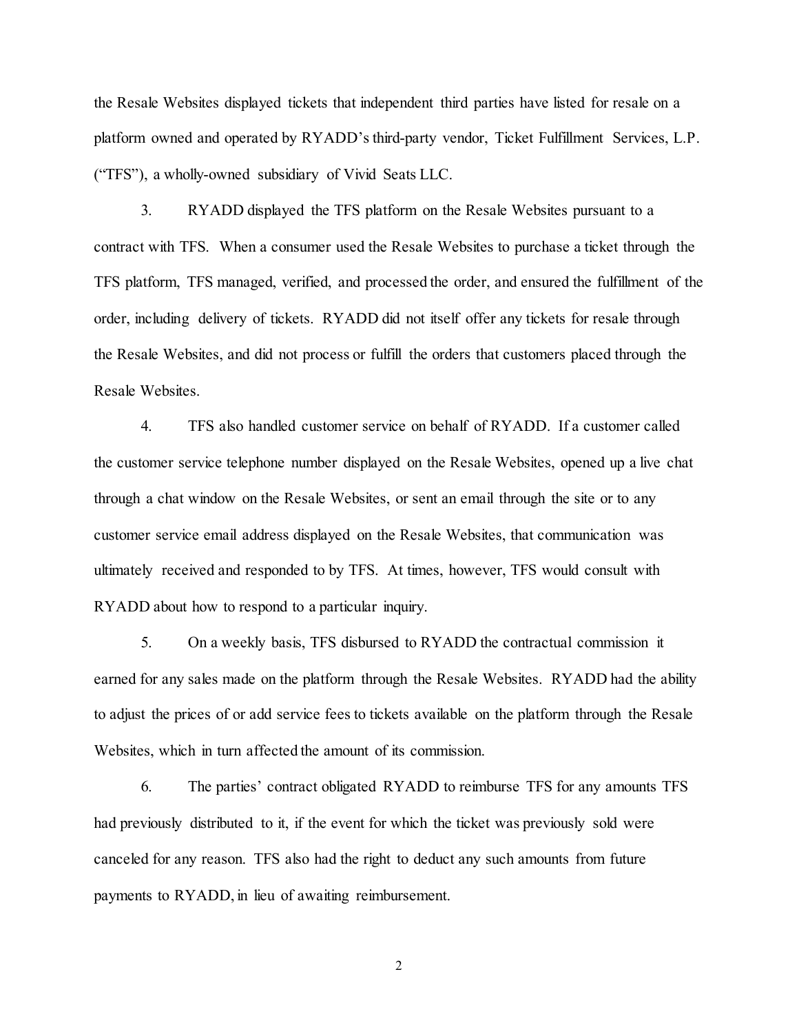the Resale Websites displayed tickets that independent third parties have listed for resale on a platform owned and operated by RYADD's third-party vendor, Ticket Fulfillment Services, L.P. ("TFS"), a wholly-owned subsidiary of Vivid Seats LLC.

3. RYADD displayed the TFS platform on the Resale Websites pursuant to a contract with TFS. When a consumer used the Resale Websites to purchase a ticket through the TFS platform, TFS managed, verified, and processed the order, and ensured the fulfillment of the order, including delivery of tickets. RYADD did not itself offer any tickets for resale through the Resale Websites, and did not process or fulfill the orders that customers placed through the Resale Websites.

4. TFS also handled customer service on behalf of RYADD. If a customer called the customer service telephone number displayed on the Resale Websites, opened up a live chat through a chat window on the Resale Websites, or sent an email through the site or to any customer service email address displayed on the Resale Websites, that communication was ultimately received and responded to by TFS. At times, however, TFS would consult with RYADD about how to respond to a particular inquiry.

5. On a weekly basis, TFS disbursed to RYADD the contractual commission it earned for any sales made on the platform through the Resale Websites. RYADD had the ability to adjust the prices of or add service fees to tickets available on the platform through the Resale Websites, which in turn affected the amount of its commission.

6. The parties' contract obligated RYADD to reimburse TFS for any amounts TFS had previously distributed to it, if the event for which the ticket was previously sold were canceled for any reason. TFS also had the right to deduct any such amounts from future payments to RYADD, in lieu of awaiting reimbursement.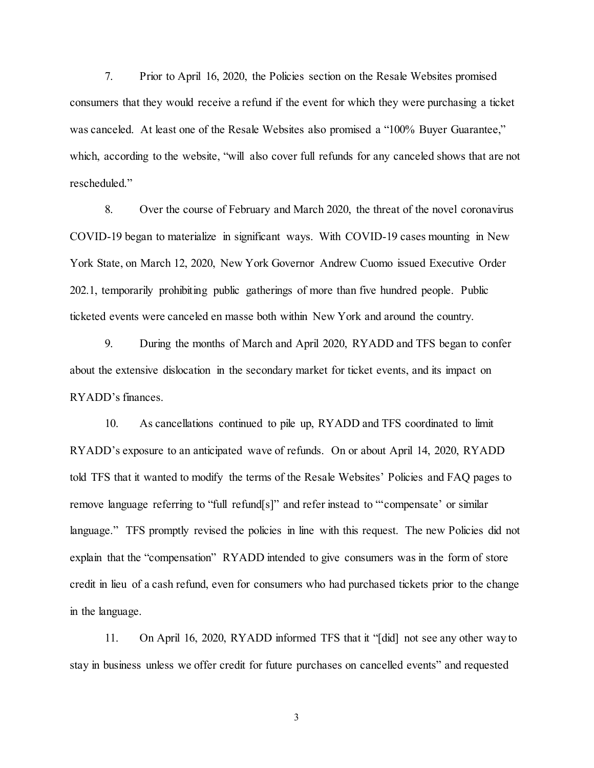7. Prior to April 16, 2020, the Policies section on the Resale Websites promised consumers that they would receive a refund if the event for which they were purchasing a ticket was canceled. At least one of the Resale Websites also promised a "100% Buyer Guarantee," which, according to the website, "will also cover full refunds for any canceled shows that are not rescheduled."

8. Over the course of February and March 2020, the threat of the novel coronavirus COVID-19 began to materialize in significant ways. With COVID-19 cases mounting in New York State, on March 12, 2020, New York Governor Andrew Cuomo issued Executive Order 202.1, temporarily prohibiting public gatherings of more than five hundred people. Public ticketed events were canceled en masse both within New York and around the country.

9. During the months of March and April 2020, RYADD and TFS began to confer about the extensive dislocation in the secondary market for ticket events, and its impact on RYADD's finances.

10. As cancellations continued to pile up, RYADD and TFS coordinated to limit RYADD's exposure to an anticipated wave of refunds. On or about April 14, 2020, RYADD told TFS that it wanted to modify the terms of the Resale Websites' Policies and FAQ pages to remove language referring to "full refund[s]" and refer instead to "'compensate' or similar language." TFS promptly revised the policies in line with this request. The new Policies did not explain that the "compensation" RYADD intended to give consumers was in the form of store credit in lieu of a cash refund, even for consumers who had purchased tickets prior to the change in the language.

11. On April 16, 2020, RYADD informed TFS that it "[did] not see any other way to stay in business unless we offer credit for future purchases on cancelled events" and requested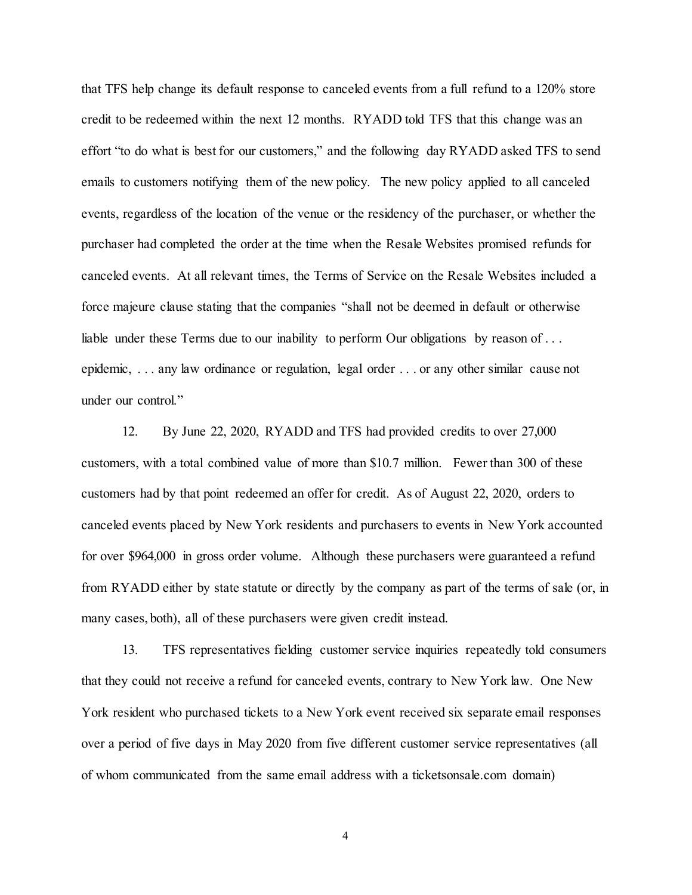that TFS help change its default response to canceled events from a full refund to a 120% store credit to be redeemed within the next 12 months. RYADD told TFS that this change was an effort "to do what is best for our customers," and the following day RYADD asked TFS to send emails to customers notifying them of the new policy. The new policy applied to all canceled events, regardless of the location of the venue or the residency of the purchaser, or whether the purchaser had completed the order at the time when the Resale Websites promised refunds for canceled events. At all relevant times, the Terms of Service on the Resale Websites included a force majeure clause stating that the companies "shall not be deemed in default or otherwise liable under these Terms due to our inability to perform Our obligations by reason of . . . epidemic, . . . any law ordinance or regulation, legal order . . . or any other similar cause not under our control."

12. By June 22, 2020, RYADD and TFS had provided credits to over 27,000 customers, with a total combined value of more than $10.7 million. Fewer than 300 of these customers had by that point redeemed an offer for credit. As of August 22, 2020, orders to canceled events placed by New York residents and purchasers to events in New York accounted for over $964,000 in gross order volume. Although these purchasers were guaranteed a refund from RYADD either by state statute or directly by the company as part of the terms of sale (or, in many cases, both), all of these purchasers were given credit instead.

13. TFS representatives fielding customer service inquiries repeatedly told consumers that they could not receive a refund for canceled events, contrary to New York law. One New York resident who purchased tickets to a New York event received six separate email responses over a period of five days in May 2020 from five different customer service representatives (all of whom communicated from the same email address with a ticketsonsale.com domain)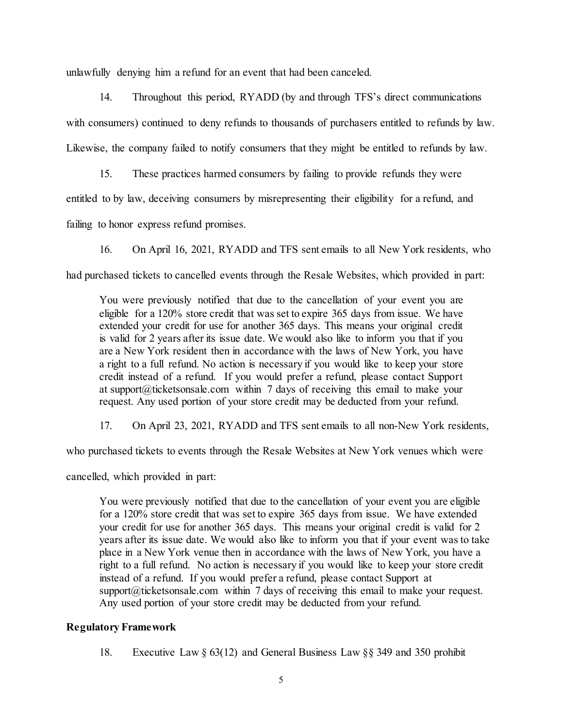unlawfully denying him a refund for an event that had been canceled.

14. Throughout this period, RYADD (by and through TFS's direct communications with consumers) continued to deny refunds to thousands of purchasers entitled to refunds by law. Likewise, the company failed to notify consumers that they might be entitled to refunds by law.

15. These practices harmed consumers by failing to provide refunds they were entitled to by law, deceiving consumers by misrepresenting their eligibility for a refund, and failing to honor express refund promises.

16. On April 16, 2021, RYADD and TFS sent emails to all New York residents, who had purchased tickets to cancelled events through the Resale Websites, which provided in part:

> You were previously notified that due to the cancellation of your event you are eligible for a 120% store credit that was set to expire 365 days from issue. We have extended your credit for use for another 365 days. This means your original credit is valid for 2 years after its issue date. We would also like to inform you that if you are a New York resident then in accordance with the laws of New York, you have a right to a full refund. No action is necessary if you would like to keep your store credit instead of a refund. If you would prefer a refund, please contact Support at support@ticketsonsale.com within 7 days of receiving this email to make your request. Any used portion of your store credit may be deducted from your refund.

17. On April 23, 2021, RYADD and TFS sent emails to all non-New York residents, who purchased tickets to events through the Resale Websites at New York venues which were cancelled, which provided in part:

> You were previously notified that due to the cancellation of your event you are eligible for a 120% store credit that was set to expire 365 days from issue. We have extended your credit for use for another 365 days. This means your original credit is valid for 2 years after its issue date. We would also like to inform you that if your event was to take place in a New York venue then in accordance with the laws of New York, you have a right to a full refund. No action is necessary if you would like to keep your store credit instead of a refund. If you would prefer a refund, please contact Support at support@ticketsonsale.com within 7 days of receiving this email to make your request. Any used portion of your store credit may be deducted from your refund.

**Regulatory Framework**

18. Executive Law § 63(12) and General Business Law §§ 349 and 350 prohibit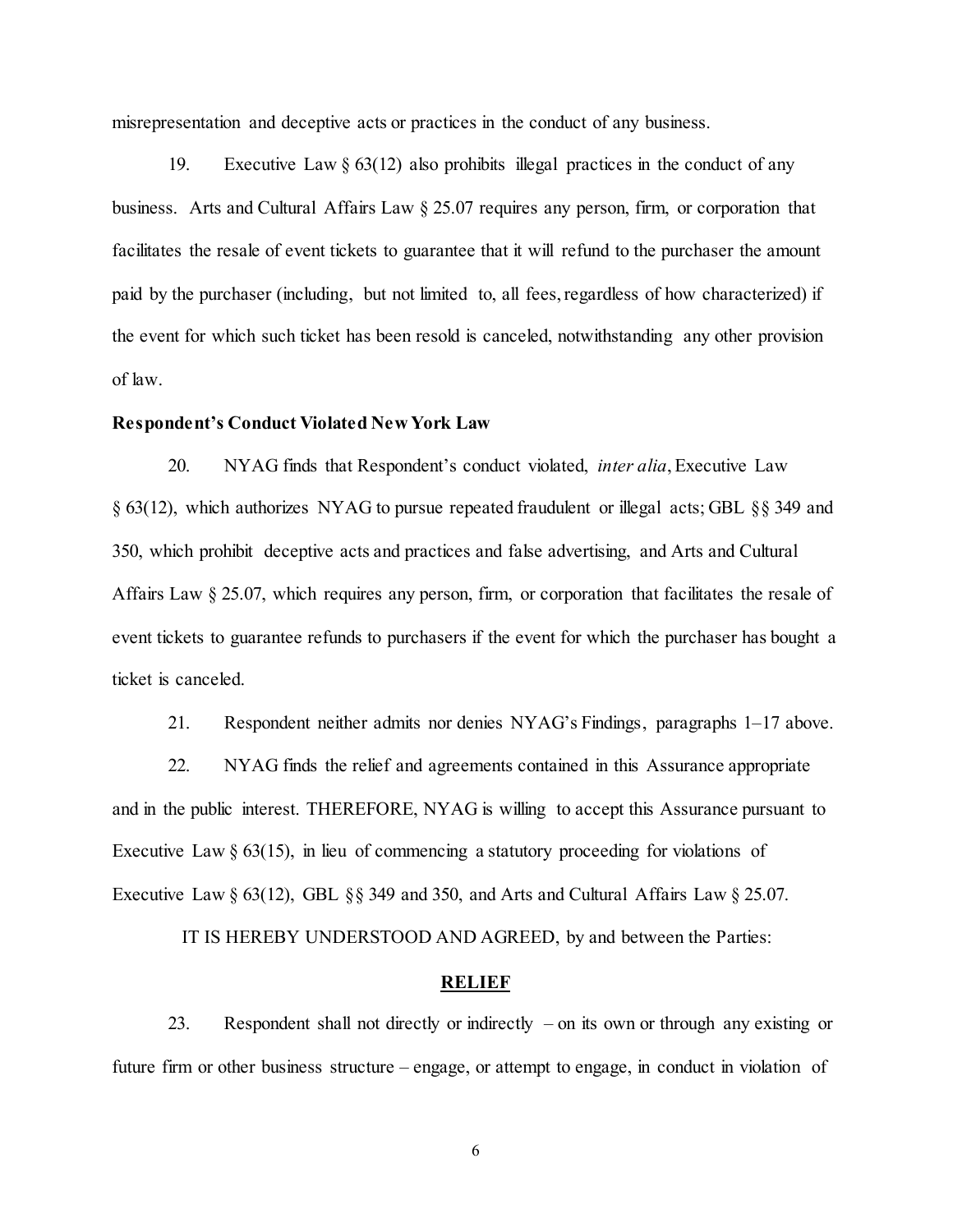misrepresentation and deceptive acts or practices in the conduct of any business.

19. Executive Law § 63(12) also prohibits illegal practices in the conduct of any business. Arts and Cultural Affairs Law § 25.07 requires any person, firm, or corporation that facilitates the resale of event tickets to guarantee that it will refund to the purchaser the amount paid by the purchaser (including, but not limited to, all fees, regardless of how characterized) if the event for which such ticket has been resold is canceled, notwithstanding any other provision of law.

**Respondent's Conduct Violated New York Law**

20. NYAG finds that Respondent's conduct violated, *inter alia*, Executive Law § 63(12), which authorizes NYAG to pursue repeated fraudulent or illegal acts; GBL §§ 349 and 350, which prohibit deceptive acts and practices and false advertising, and Arts and Cultural Affairs Law § 25.07, which requires any person, firm, or corporation that facilitates the resale of event tickets to guarantee refunds to purchasers if the event for which the purchaser has bought a ticket is canceled.

21. Respondent neither admits nor denies NYAG's Findings, paragraphs 1–17 above.

22. NYAG finds the relief and agreements contained in this Assurance appropriate and in the public interest. THEREFORE, NYAG is willing to accept this Assurance pursuant to Executive Law § 63(15), in lieu of commencing a statutory proceeding for violations of Executive Law § 63(12), GBL §§ 349 and 350, and Arts and Cultural Affairs Law § 25.07.

IT IS HEREBY UNDERSTOOD AND AGREED, by and between the Parties:

**RELIEF**

23. Respondent shall not directly or indirectly – on its own or through any existing or future firm or other business structure – engage, or attempt to engage, in conduct in violation of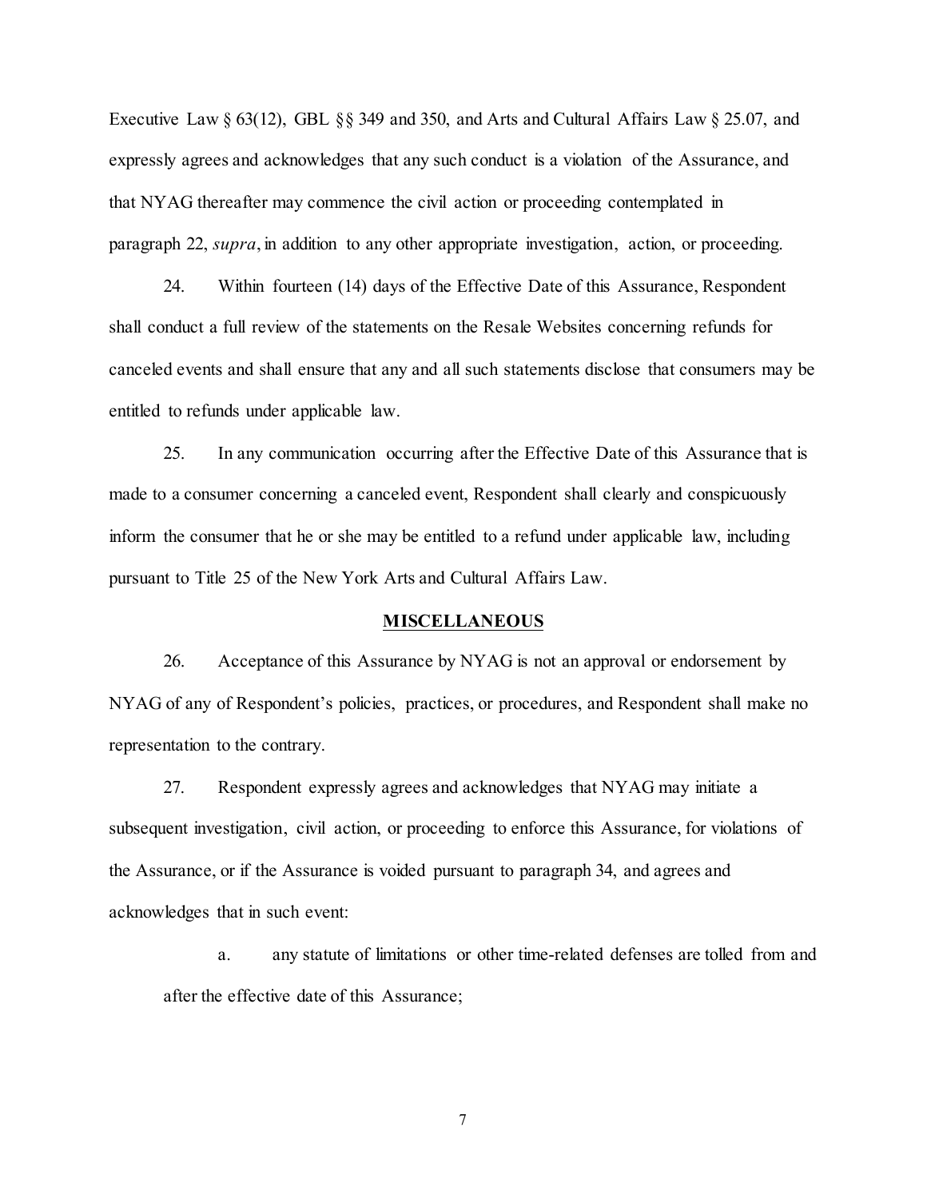Executive Law § 63(12), GBL §§ 349 and 350, and Arts and Cultural Affairs Law § 25.07, and expressly agrees and acknowledges that any such conduct is a violation of the Assurance, and that NYAG thereafter may commence the civil action or proceeding contemplated in paragraph 22, *supra*, in addition to any other appropriate investigation, action, or proceeding.

24. Within fourteen (14) days of the Effective Date of this Assurance, Respondent shall conduct a full review of the statements on the Resale Websites concerning refunds for canceled events and shall ensure that any and all such statements disclose that consumers may be entitled to refunds under applicable law.

25. In any communication occurring after the Effective Date of this Assurance that is made to a consumer concerning a canceled event, Respondent shall clearly and conspicuously inform the consumer that he or she may be entitled to a refund under applicable law, including pursuant to Title 25 of the New York Arts and Cultural Affairs Law.

## MISCELLANEOUS

26. Acceptance of this Assurance by NYAG is not an approval or endorsement by NYAG of any of Respondent's policies, practices, or procedures, and Respondent shall make no representation to the contrary.

27. Respondent expressly agrees and acknowledges that NYAG may initiate a subsequent investigation, civil action, or proceeding to enforce this Assurance, for violations of the Assurance, or if the Assurance is voided pursuant to paragraph 34, and agrees and acknowledges that in such event:

   a. any statute of limitations or other time-related defenses are tolled from and after the effective date of this Assurance;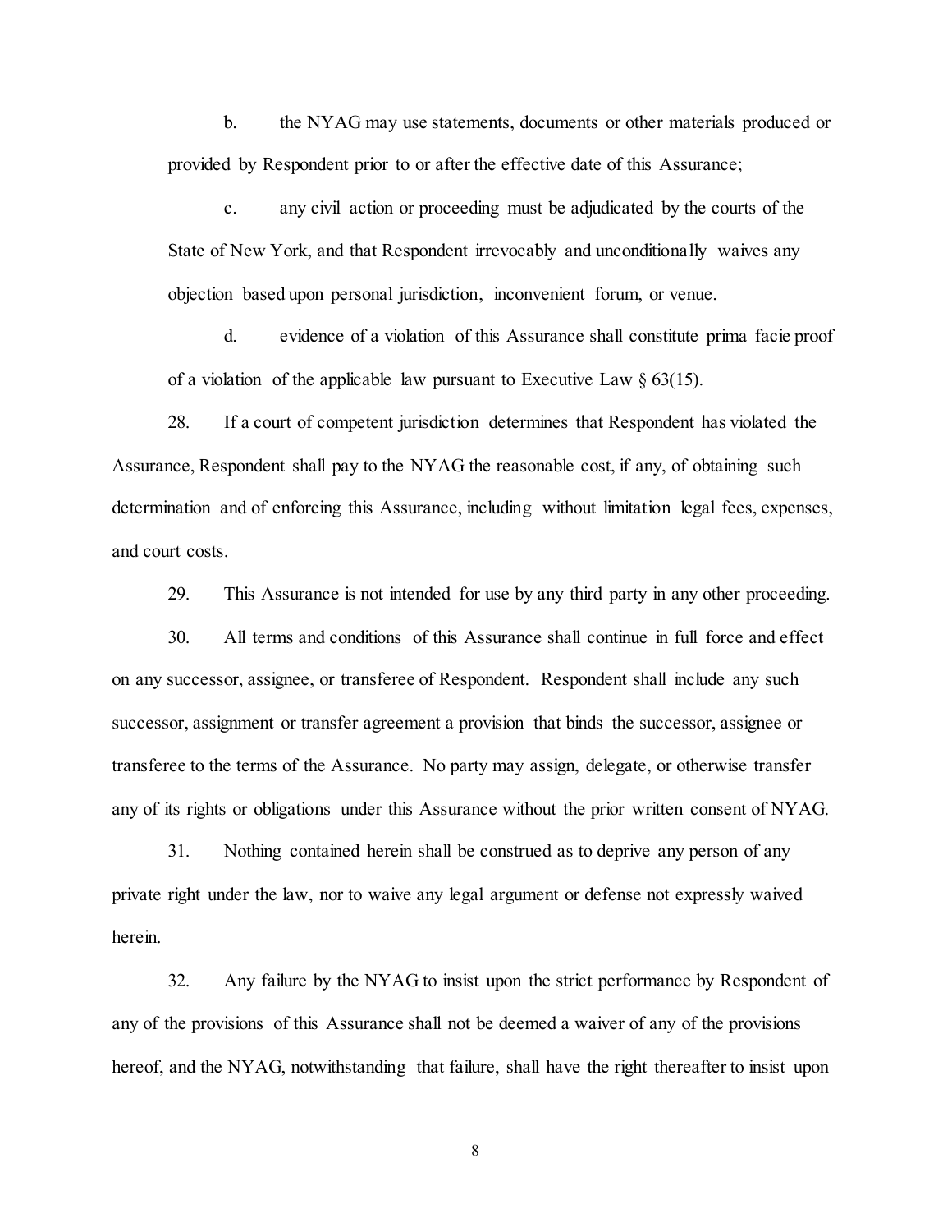b. the NYAG may use statements, documents or other materials produced or provided by Respondent prior to or after the effective date of this Assurance;

c. any civil action or proceeding must be adjudicated by the courts of the State of New York, and that Respondent irrevocably and unconditionally waives any objection based upon personal jurisdiction, inconvenient forum, or venue.

d. evidence of a violation of this Assurance shall constitute prima facie proof of a violation of the applicable law pursuant to Executive Law § 63(15).

28. If a court of competent jurisdiction determines that Respondent has violated the Assurance, Respondent shall pay to the NYAG the reasonable cost, if any, of obtaining such determination and of enforcing this Assurance, including without limitation legal fees, expenses, and court costs.

29. This Assurance is not intended for use by any third party in any other proceeding.

30. All terms and conditions of this Assurance shall continue in full force and effect on any successor, assignee, or transferee of Respondent. Respondent shall include any such successor, assignment or transfer agreement a provision that binds the successor, assignee or transferee to the terms of the Assurance. No party may assign, delegate, or otherwise transfer any of its rights or obligations under this Assurance without the prior written consent of NYAG.

31. Nothing contained herein shall be construed as to deprive any person of any private right under the law, nor to waive any legal argument or defense not expressly waived herein.

32. Any failure by the NYAG to insist upon the strict performance by Respondent of any of the provisions of this Assurance shall not be deemed a waiver of any of the provisions hereof, and the NYAG, notwithstanding that failure, shall have the right thereafter to insist upon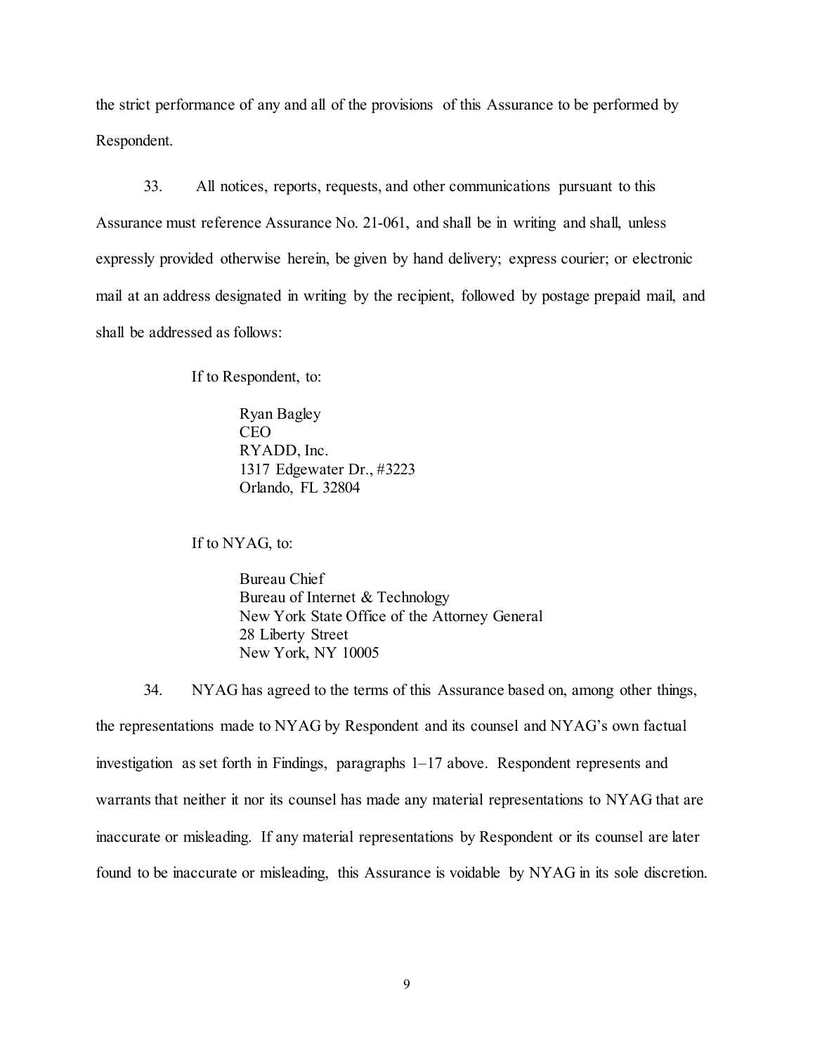the strict performance of any and all of the provisions of this Assurance to be performed by Respondent.

33. All notices, reports, requests, and other communications pursuant to this Assurance must reference Assurance No. 21-061, and shall be in writing and shall, unless expressly provided otherwise herein, be given by hand delivery; express courier; or electronic mail at an address designated in writing by the recipient, followed by postage prepaid mail, and shall be addressed as follows:

If to Respondent, to:

Ryan Bagley
CEO
RYADD, Inc.
1317 Edgewater Dr., #3223
Orlando, FL 32804

If to NYAG, to:

Bureau Chief
Bureau of Internet & Technology
New York State Office of the Attorney General
28 Liberty Street
New York, NY 10005

34. NYAG has agreed to the terms of this Assurance based on, among other things, the representations made to NYAG by Respondent and its counsel and NYAG's own factual investigation as set forth in Findings, paragraphs 1–17 above. Respondent represents and warrants that neither it nor its counsel has made any material representations to NYAG that are inaccurate or misleading. If any material representations by Respondent or its counsel are later found to be inaccurate or misleading, this Assurance is voidable by NYAG in its sole discretion.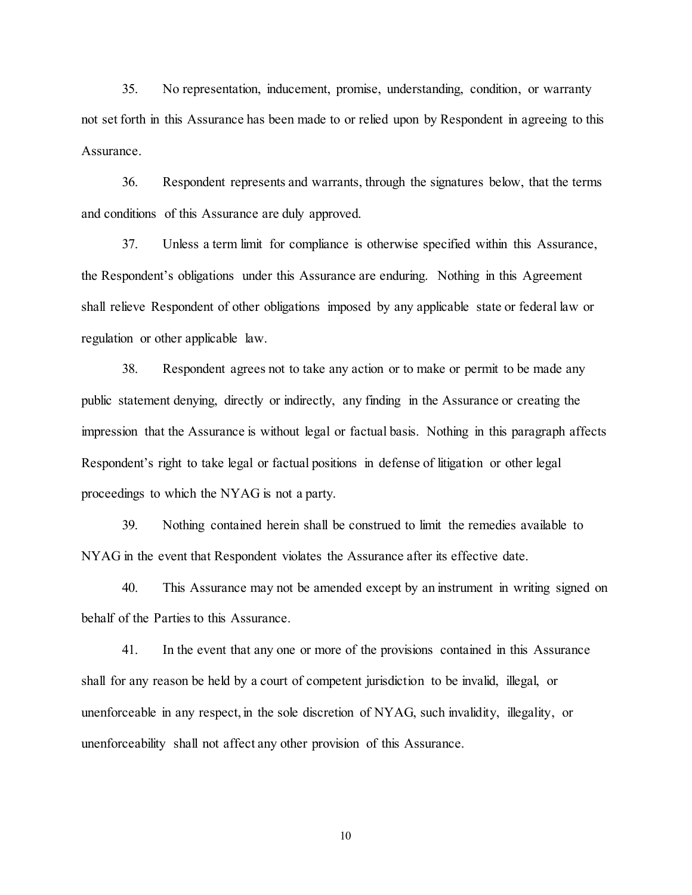35. No representation, inducement, promise, understanding, condition, or warranty not set forth in this Assurance has been made to or relied upon by Respondent in agreeing to this Assurance.

36. Respondent represents and warrants, through the signatures below, that the terms and conditions of this Assurance are duly approved.

37. Unless a term limit for compliance is otherwise specified within this Assurance, the Respondent's obligations under this Assurance are enduring. Nothing in this Agreement shall relieve Respondent of other obligations imposed by any applicable state or federal law or regulation or other applicable law.

38. Respondent agrees not to take any action or to make or permit to be made any public statement denying, directly or indirectly, any finding in the Assurance or creating the impression that the Assurance is without legal or factual basis. Nothing in this paragraph affects Respondent's right to take legal or factual positions in defense of litigation or other legal proceedings to which the NYAG is not a party.

39. Nothing contained herein shall be construed to limit the remedies available to NYAG in the event that Respondent violates the Assurance after its effective date.

40. This Assurance may not be amended except by an instrument in writing signed on behalf of the Parties to this Assurance.

41. In the event that any one or more of the provisions contained in this Assurance shall for any reason be held by a court of competent jurisdiction to be invalid, illegal, or unenforceable in any respect, in the sole discretion of NYAG, such invalidity, illegality, or unenforceability shall not affect any other provision of this Assurance.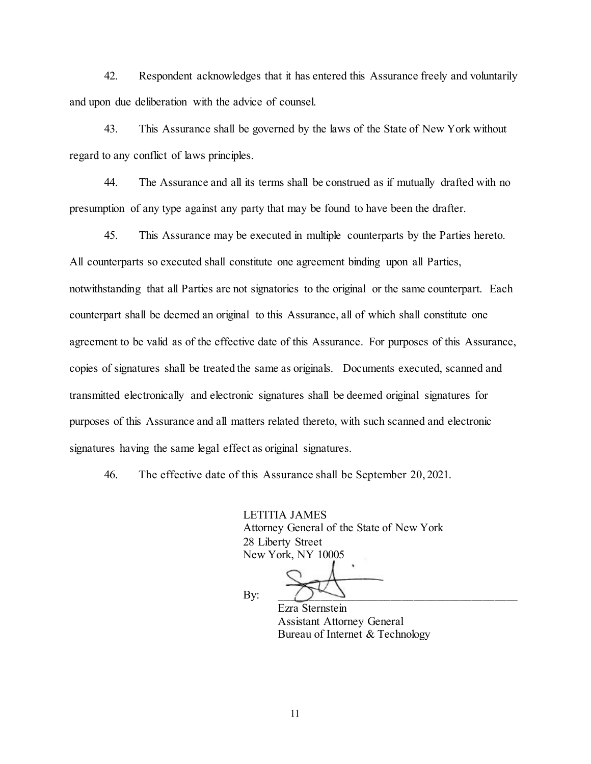42. Respondent acknowledges that it has entered this Assurance freely and voluntarily and upon due deliberation with the advice of counsel.

43. This Assurance shall be governed by the laws of the State of New York without regard to any conflict of laws principles.

44. The Assurance and all its terms shall be construed as if mutually drafted with no presumption of any type against any party that may be found to have been the drafter.

45. This Assurance may be executed in multiple counterparts by the Parties hereto. All counterparts so executed shall constitute one agreement binding upon all Parties, notwithstanding that all Parties are not signatories to the original or the same counterpart. Each counterpart shall be deemed an original to this Assurance, all of which shall constitute one agreement to be valid as of the effective date of this Assurance. For purposes of this Assurance, copies of signatures shall be treated the same as originals. Documents executed, scanned and transmitted electronically and electronic signatures shall be deemed original signatures for purposes of this Assurance and all matters related thereto, with such scanned and electronic signatures having the same legal effect as original signatures.

46. The effective date of this Assurance shall be September 20, 2021.

LETITIA JAMES
Attorney General of the State of New York
28 Liberty Street
New York, NY 10005

By: \_\_\_\_\_\_\_\_\_\_\_\_\_\_\_\_\_\_\_\_\_\_\_\_\_\_\_\_\_\_\_\_\_\_\_\_\_\_\_\_

Ezra Sternstein
Assistant Attorney General
Bureau of Internet & Technology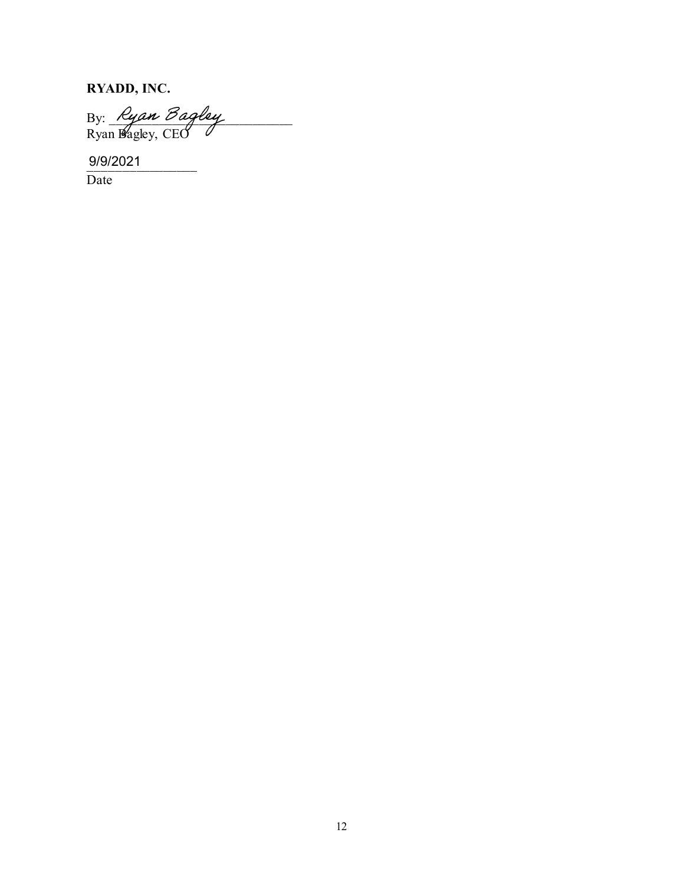**RYADD, INC.**

By: Ryan Bagley

Ryan Bagley, CEO

9/9/2021

Date